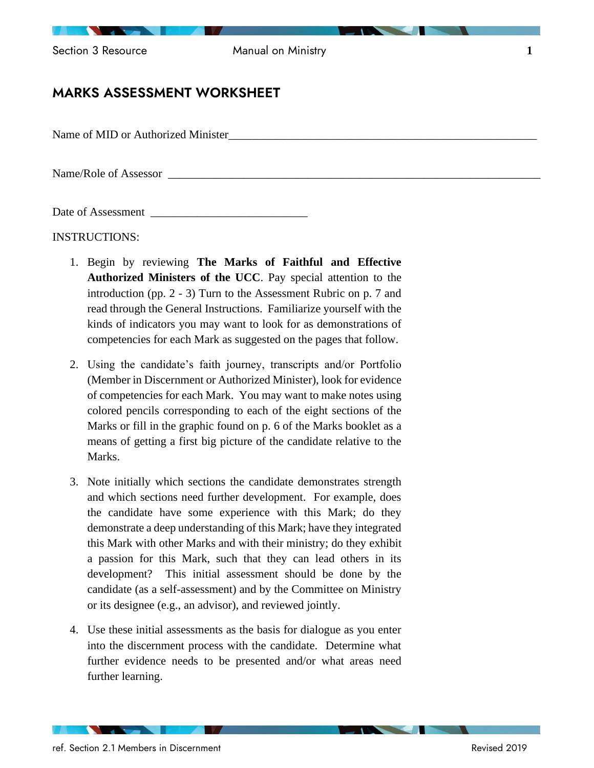# MARKS ASSESSMENT WORKSHEET

Name of MID or Authorized Minister_______________________________________________________

Name/Role of Assessor ____________________________________________________________

Date of Assessment ___________________________

INSTRUCTIONS:

1. Begin by reviewing **The Marks of Faithful and Effective Authorized Ministers of the UCC**. Pay special attention to the introduction (pp. 2 - 3) Turn to the Assessment Rubric on p. 7 and read through the General Instructions. Familiarize yourself with the kinds of indicators you may want to look for as demonstrations of competencies for each Mark as suggested on the pages that follow.

2. Using the candidate's faith journey, transcripts and/or Portfolio (Member in Discernment or Authorized Minister), look for evidence of competencies for each Mark. You may want to make notes using colored pencils corresponding to each of the eight sections of the Marks or fill in the graphic found on p. 6 of the Marks booklet as a means of getting a first big picture of the candidate relative to the Marks.

3. Note initially which sections the candidate demonstrates strength and which sections need further development. For example, does the candidate have some experience with this Mark; do they demonstrate a deep understanding of this Mark; have they integrated this Mark with other Marks and with their ministry; do they exhibit a passion for this Mark, such that they can lead others in its development? This initial assessment should be done by the candidate (as a self-assessment) and by the Committee on Ministry or its designee (e.g., an advisor), and reviewed jointly.

4. Use these initial assessments as the basis for dialogue as you enter into the discernment process with the candidate. Determine what further evidence needs to be presented and/or what areas need further learning.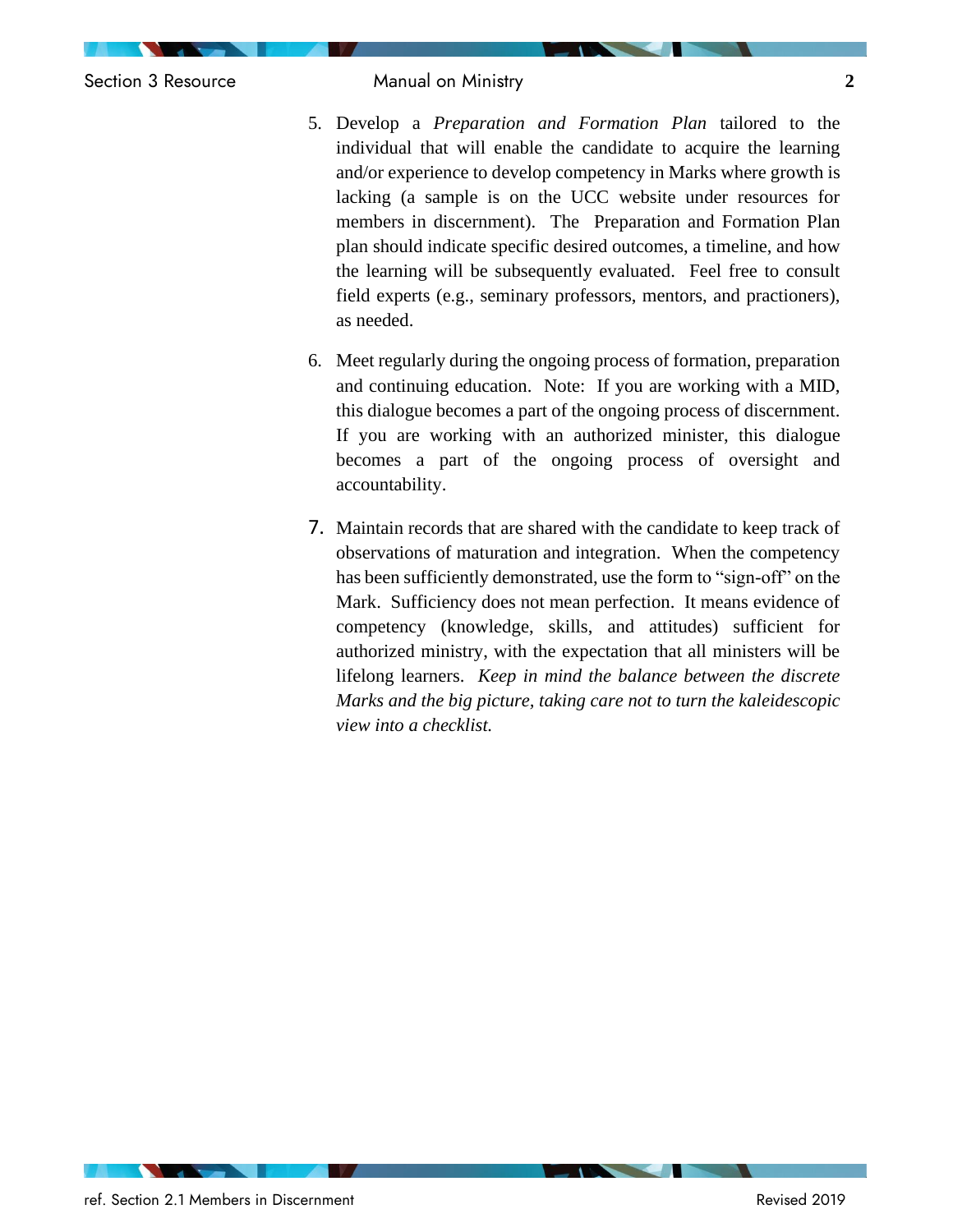5. Develop a *Preparation and Formation Plan* tailored to the individual that will enable the candidate to acquire the learning and/or experience to develop competency in Marks where growth is lacking (a sample is on the UCC website under resources for members in discernment). The Preparation and Formation Plan plan should indicate specific desired outcomes, a timeline, and how the learning will be subsequently evaluated. Feel free to consult field experts (e.g., seminary professors, mentors, and practioners), as needed.

6. Meet regularly during the ongoing process of formation, preparation and continuing education. Note: If you are working with a MID, this dialogue becomes a part of the ongoing process of discernment. If you are working with an authorized minister, this dialogue becomes a part of the ongoing process of oversight and accountability.

7. Maintain records that are shared with the candidate to keep track of observations of maturation and integration. When the competency has been sufficiently demonstrated, use the form to "sign-off" on the Mark. Sufficiency does not mean perfection. It means evidence of competency (knowledge, skills, and attitudes) sufficient for authorized ministry, with the expectation that all ministers will be lifelong learners. *Keep in mind the balance between the discrete Marks and the big picture, taking care not to turn the kaleidescopic view into a checklist.*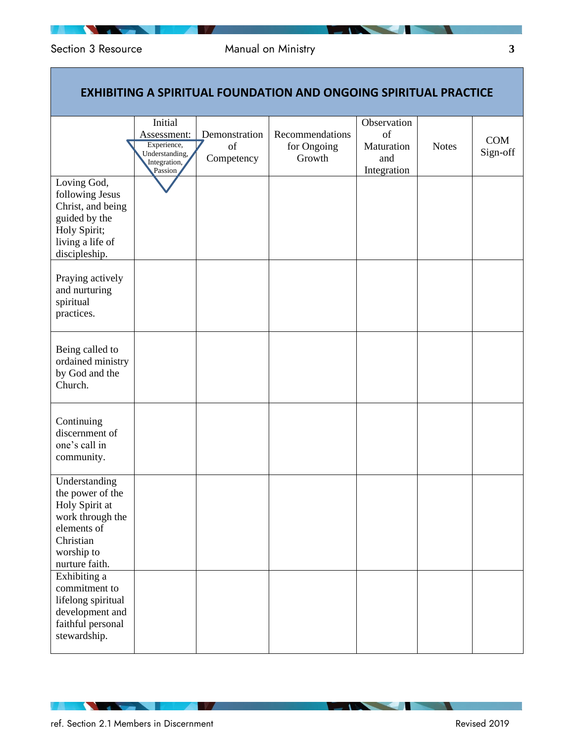| EXHIBITING A SPIRITUAL FOUNDATION AND ONGOING SPIRITUAL PRACTICE | | | | | | |
|---|---|---|---|---|---|---|
| | Initial Assessment: Experience, Understanding, Integration, Passion | Demonstration of Competency | Recommendations for Ongoing Growth | Observation of Maturation and Integration | Notes | COM Sign-off |
| Loving God, following Jesus Christ, and being guided by the Holy Spirit; living a life of discipleship. | | | | | | |
| Praying actively and nurturing spiritual practices. | | | | | | |
| Being called to ordained ministry by God and the Church. | | | | | | |
| Continuing discernment of one's call in community. | | | | | | |
| Understanding the power of the Holy Spirit at work through the elements of Christian worship to nurture faith. | | | | | | |
| Exhibiting a commitment to lifelong spiritual development and faithful personal stewardship. | | | | | | |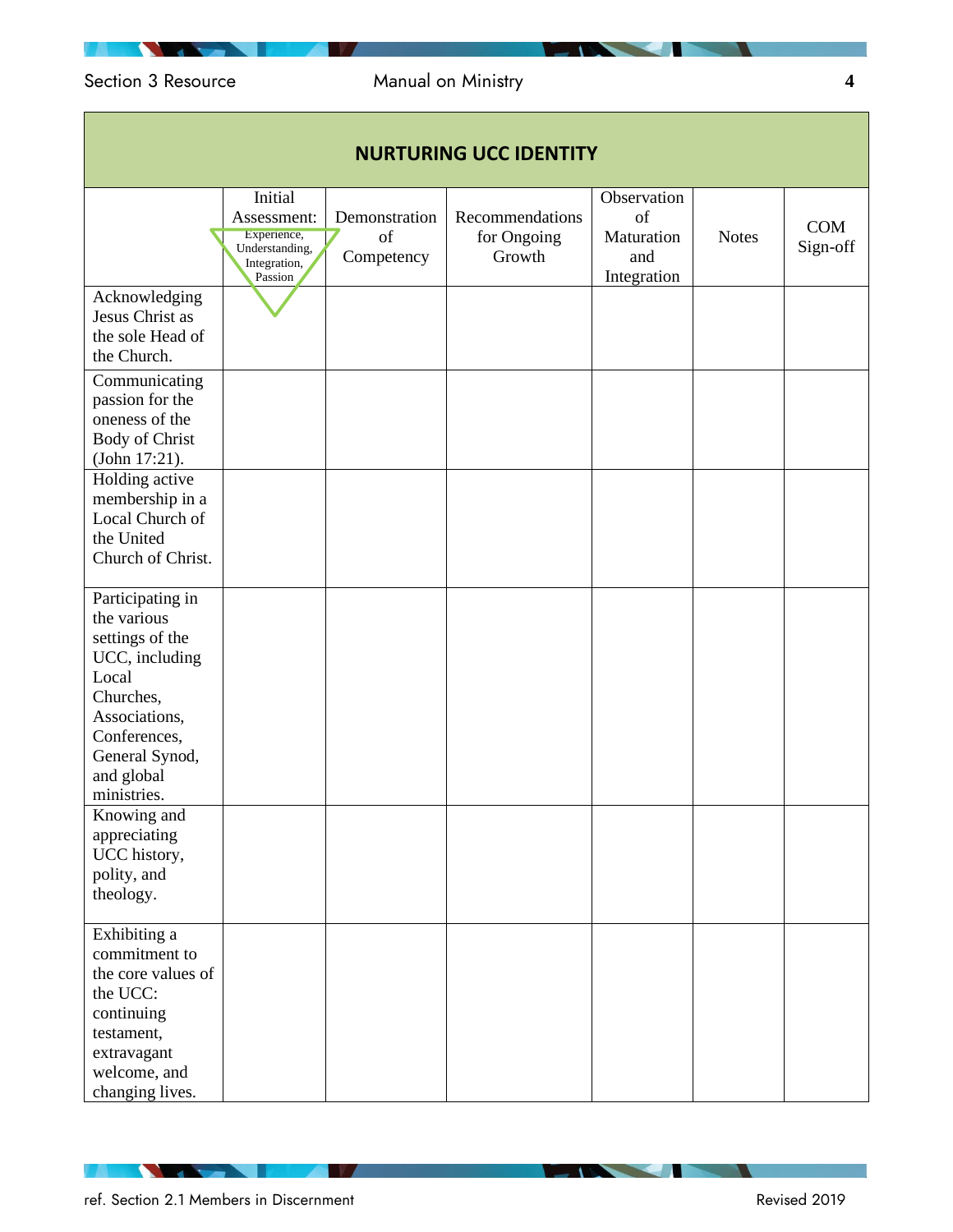| NURTURING UCC IDENTITY | | | | | | |
|---|---|---|---|---|---|---|
| | Initial Assessment: Experience, Understanding, Integration, Passion | Demonstration of Competency | Recommendations for Ongoing Growth | Observation of Maturation and Integration | Notes | COM Sign-off |
| Acknowledging Jesus Christ as the sole Head of the Church. | | | | | | |
| Communicating passion for the oneness of the Body of Christ (John 17:21). | | | | | | |
| Holding active membership in a Local Church of the United Church of Christ. | | | | | | |
| Participating in the various settings of the UCC, including Local Churches, Associations, Conferences, General Synod, and global ministries. | | | | | | |
| Knowing and appreciating UCC history, polity, and theology. | | | | | | |
| Exhibiting a commitment to the core values of the UCC: continuing testament, extravagant welcome, and changing lives. | | | | | | |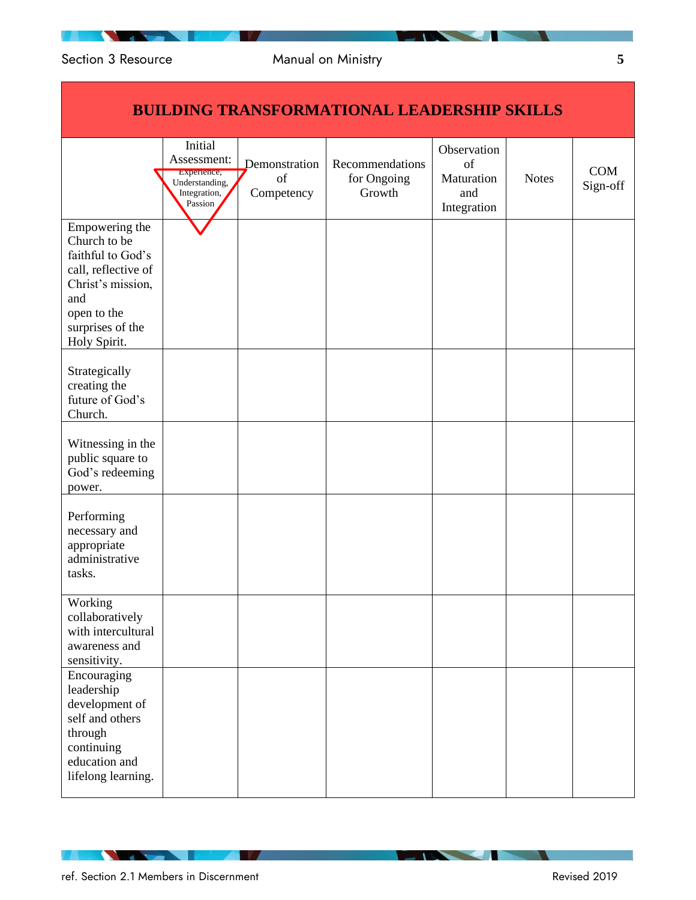| BUILDING TRANSFORMATIONAL LEADERSHIP SKILLS | | | | | | |
|---|---|---|---|---|---|---|
| | Initial Assessment: Experience, Understanding, Integration, Passion | Demonstration of Competency | Recommendations for Ongoing Growth | Observation of Maturation and Integration | Notes | COM Sign-off |
| Empowering the Church to be faithful to God's call, reflective of Christ's mission, and open to the surprises of the Holy Spirit. | | | | | | |
| Strategically creating the future of God's Church. | | | | | | |
| Witnessing in the public square to God's redeeming power. | | | | | | |
| Performing necessary and appropriate administrative tasks. | | | | | | |
| Working collaboratively with intercultural awareness and sensitivity. | | | | | | |
| Encouraging leadership development of self and others through continuing education and lifelong learning. | | | | | | |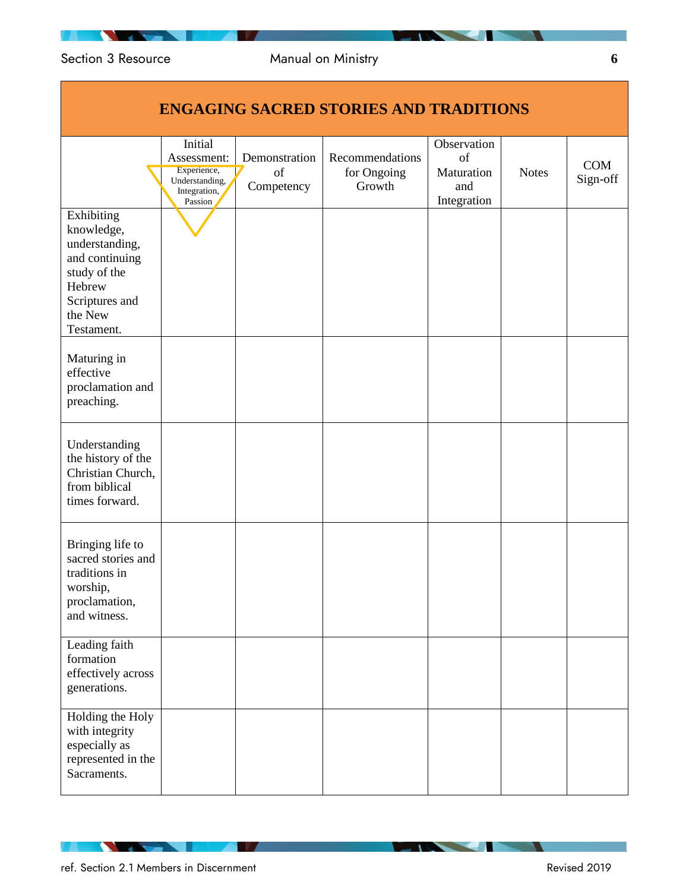## ENGAGING SACRED STORIES AND TRADITIONS

| | Initial Assessment: Experience, Understanding, Integration, Passion | Demonstration of Competency | Recommendations for Ongoing Growth | Observation of Maturation and Integration | Notes | COM Sign-off |
|---|---|---|---|---|---|---|
| Exhibiting knowledge, understanding, and continuing study of the Hebrew Scriptures and the New Testament. | | | | | | |
| Maturing in effective proclamation and preaching. | | | | | | |
| Understanding the history of the Christian Church, from biblical times forward. | | | | | | |
| Bringing life to sacred stories and traditions in worship, proclamation, and witness. | | | | | | |
| Leading faith formation effectively across generations. | | | | | | |
| Holding the Holy with integrity especially as represented in the Sacraments. | | | | | | |

ref. Section 2.1 Members in Discernment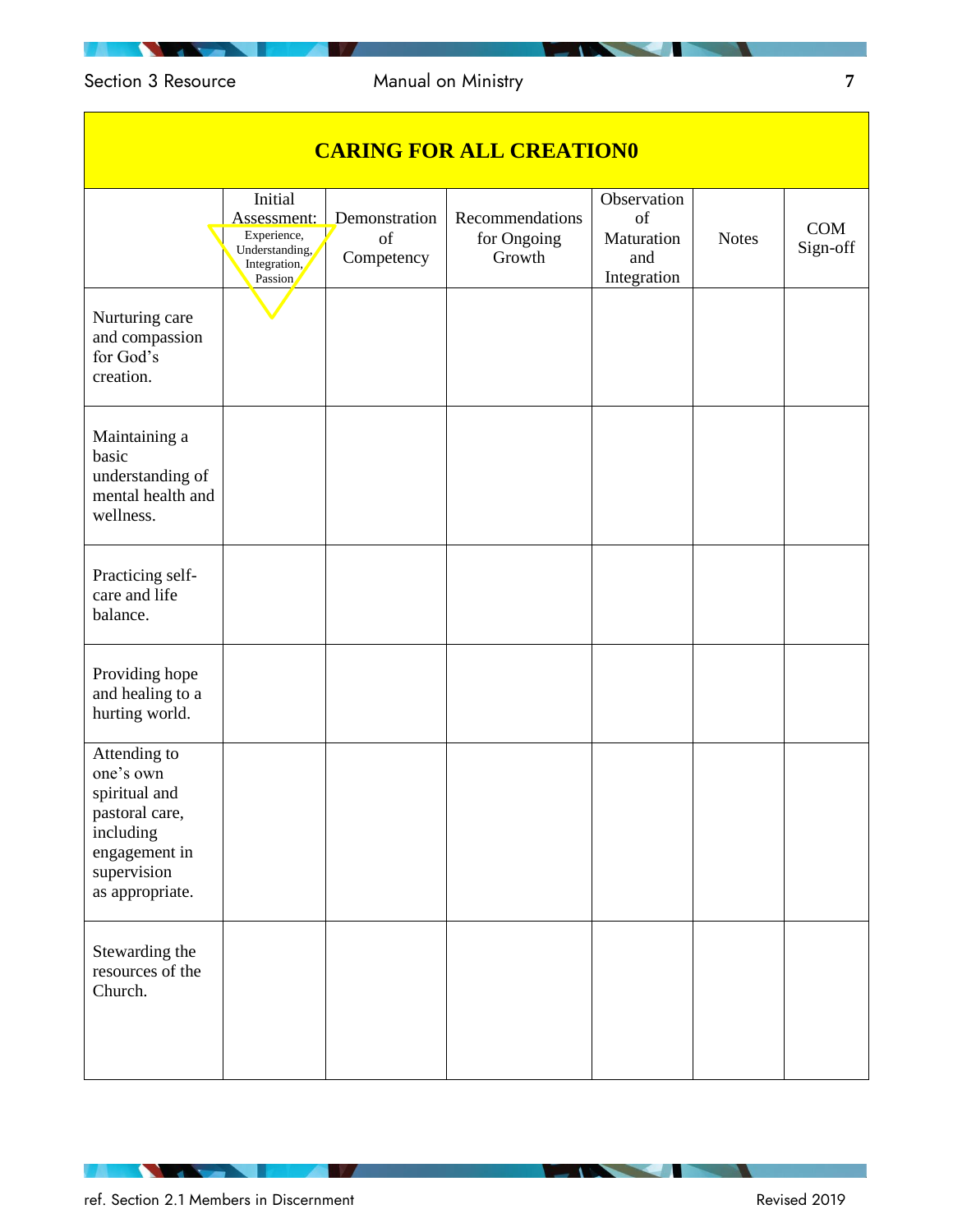| CARING FOR ALL CREATION0 | | | | | | |
|---|---|---|---|---|---|---|
| | Initial Assessment: Experience, Understanding, Integration, Passion | Demonstration of Competency | Recommendations for Ongoing Growth | Observation of Maturation and Integration | Notes | COM Sign-off |
| Nurturing care and compassion for God's creation. | | | | | | |
| Maintaining a basic understanding of mental health and wellness. | | | | | | |
| Practicing self-care and life balance. | | | | | | |
| Providing hope and healing to a hurting world. | | | | | | |
| Attending to one's own spiritual and pastoral care, including engagement in supervision as appropriate. | | | | | | |
| Stewarding the resources of the Church. | | | | | | |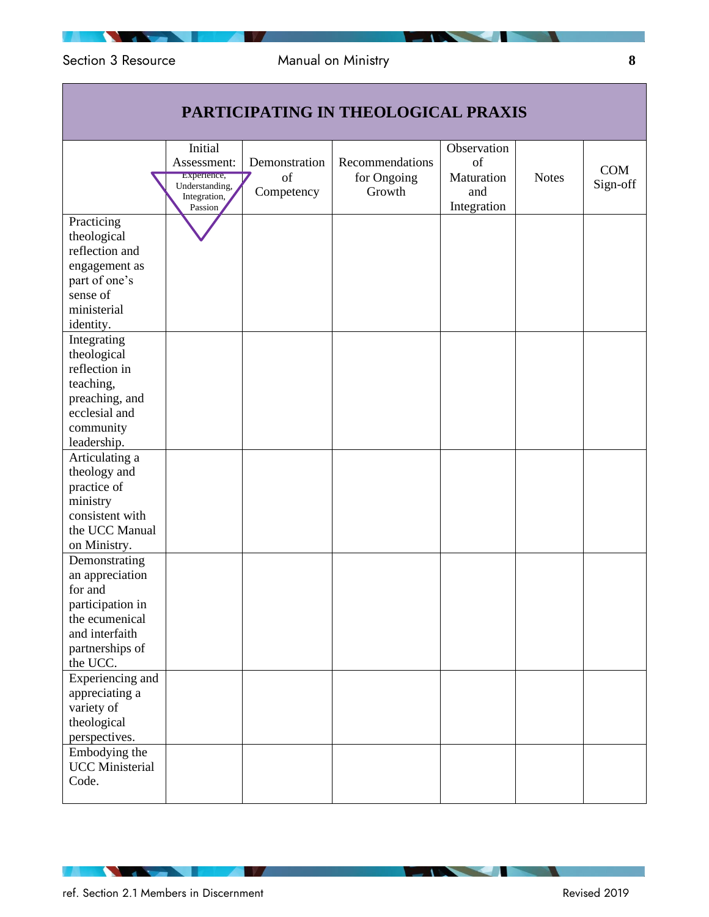## PARTICIPATING IN THEOLOGICAL PRAXIS

| | Initial Assessment: Experience, Understanding, Integration, Passion | Demonstration of Competency | Recommendations for Ongoing Growth | Observation of Maturation and Integration | Notes | COM Sign-off |
|---|---|---|---|---|---|---|
| Practicing theological reflection and engagement as part of one's sense of ministerial identity. | | | | | | |
| Integrating theological reflection in teaching, preaching, and ecclesial and community leadership. | | | | | | |
| Articulating a theology and practice of ministry consistent with the UCC Manual on Ministry. | | | | | | |
| Demonstrating an appreciation for and participation in the ecumenical and interfaith partnerships of the UCC. | | | | | | |
| Experiencing and appreciating a variety of theological perspectives. | | | | | | |
| Embodying the UCC Ministerial Code. | | | | | | |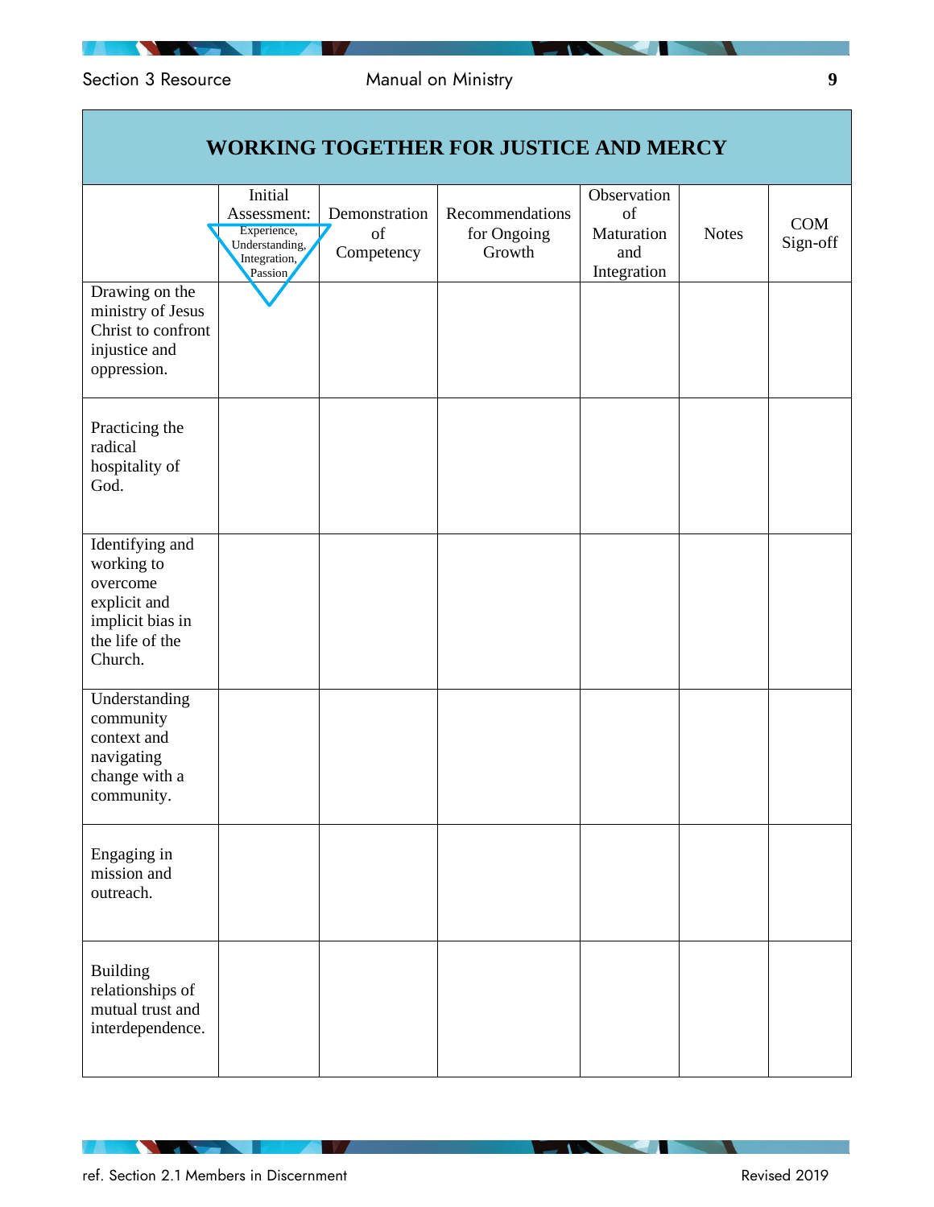| WORKING TOGETHER FOR JUSTICE AND MERCY | | | | | | |
|---|---|---|---|---|---|---|
| | Initial Assessment: Experience, Understanding, Integration, Passion | Demonstration of Competency | Recommendations for Ongoing Growth | Observation of Maturation and Integration | Notes | COM Sign-off |
| Drawing on the ministry of Jesus Christ to confront injustice and oppression. | | | | | | |
| Practicing the radical hospitality of God. | | | | | | |
| Identifying and working to overcome explicit and implicit bias in the life of the Church. | | | | | | |
| Understanding community context and navigating change with a community. | | | | | | |
| Engaging in mission and outreach. | | | | | | |
| Building relationships of mutual trust and interdependence. | | | | | | |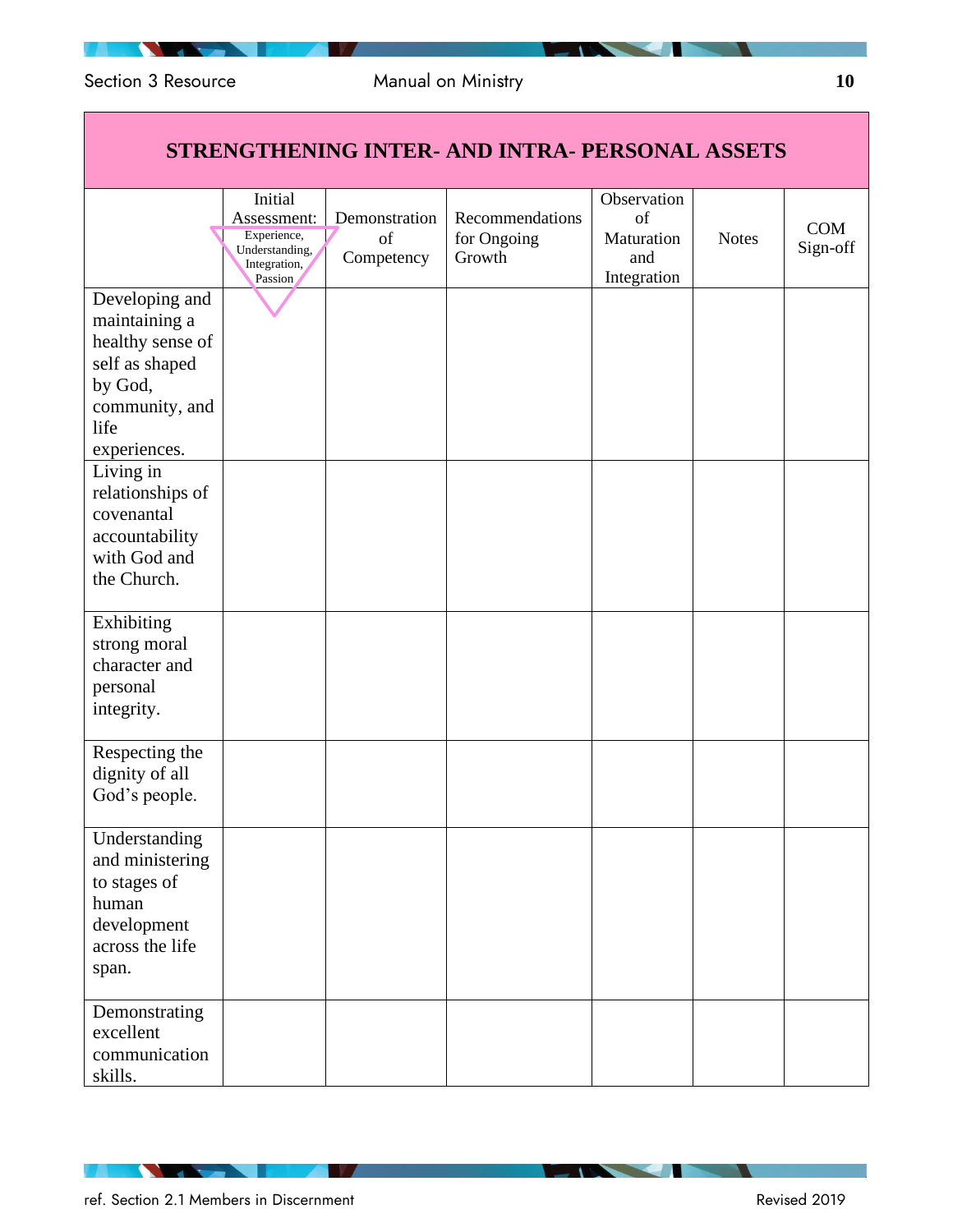## STRENGTHENING INTER- AND INTRA- PERSONAL ASSETS

| | Initial Assessment: Experience, Understanding, Integration, Passion | Demonstration of Competency | Recommendations for Ongoing Growth | Observation of Maturation and Integration | Notes | COM Sign-off |
|---|---|---|---|---|---|---|
| Developing and maintaining a healthy sense of self as shaped by God, community, and life experiences. | | | | | | |
| Living in relationships of covenantal accountability with God and the Church. | | | | | | |
| Exhibiting strong moral character and personal integrity. | | | | | | |
| Respecting the dignity of all God's people. | | | | | | |
| Understanding and ministering to stages of human development across the life span. | | | | | | |
| Demonstrating excellent communication skills. | | | | | | |

ref. Section 2.1 Members in Discernment

Revised 2019